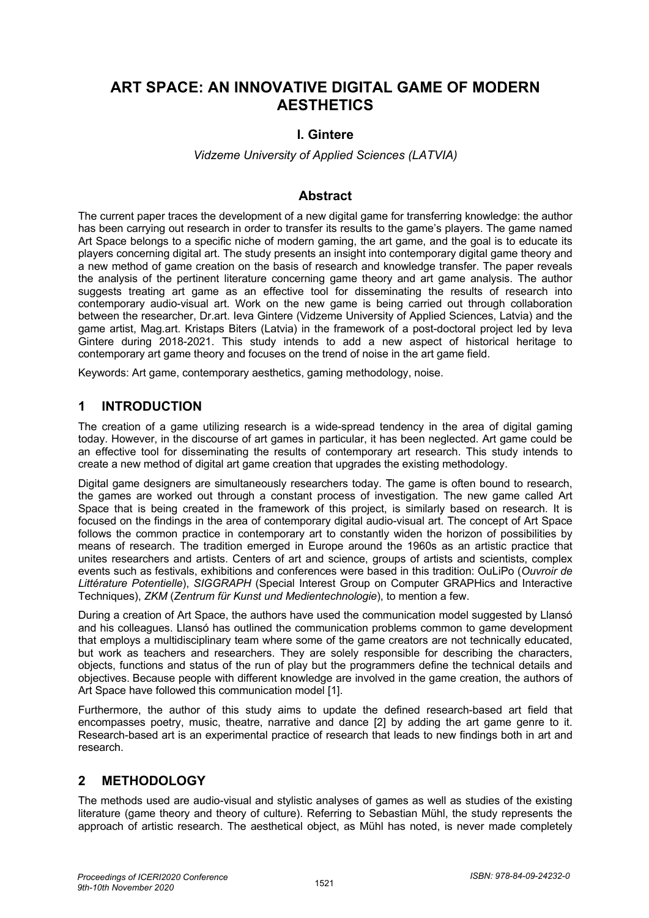# ART SPACE: AN INNOVATIVE DIGITAL GAME OF MODERN AESTHETICS

**I. Gintere**

*Vidzeme University of Applied Sciences (LATVIA)*

## Abstract

The current paper traces the development of a new digital game for transferring knowledge: the author has been carrying out research in order to transfer its results to the game's players. The game named Art Space belongs to a specific niche of modern gaming, the art game, and the goal is to educate its players concerning digital art. The study presents an insight into contemporary digital game theory and a new method of game creation on the basis of research and knowledge transfer. The paper reveals the analysis of the pertinent literature concerning game theory and art game analysis. The author suggests treating art game as an effective tool for disseminating the results of research into contemporary audio-visual art. Work on the new game is being carried out through collaboration between the researcher, Dr.art. Ieva Gintere (Vidzeme University of Applied Sciences, Latvia) and the game artist, Mag.art. Kristaps Biters (Latvia) in the framework of a post-doctoral project led by Ieva Gintere during 2018-2021. This study intends to add a new aspect of historical heritage to contemporary art game theory and focuses on the trend of noise in the art game field.

Keywords: Art game, contemporary aesthetics, gaming methodology, noise.

## 1 INTRODUCTION

The creation of a game utilizing research is a wide-spread tendency in the area of digital gaming today. However, in the discourse of art games in particular, it has been neglected. Art game could be an effective tool for disseminating the results of contemporary art research. This study intends to create a new method of digital art game creation that upgrades the existing methodology.

Digital game designers are simultaneously researchers today. The game is often bound to research, the games are worked out through a constant process of investigation. The new game called Art Space that is being created in the framework of this project, is similarly based on research. It is focused on the findings in the area of contemporary digital audio-visual art. The concept of Art Space follows the common practice in contemporary art to constantly widen the horizon of possibilities by means of research. The tradition emerged in Europe around the 1960s as an artistic practice that unites researchers and artists. Centers of art and science, groups of artists and scientists, complex events such as festivals, exhibitions and conferences were based in this tradition: OuLiPo (*Ouvroir de Littérature Potentielle*), *SIGGRAPH* (Special Interest Group on Computer GRAPHics and Interactive Techniques), *ZKM* (*Zentrum für Kunst und Medientechnologie*), to mention a few.

During a creation of Art Space, the authors have used the communication model suggested by Llansó and his colleagues. Llansó has outlined the communication problems common to game development that employs a multidisciplinary team where some of the game creators are not technically educated, but work as teachers and researchers. They are solely responsible for describing the characters, objects, functions and status of the run of play but the programmers define the technical details and objectives. Because people with different knowledge are involved in the game creation, the authors of Art Space have followed this communication model [1].

Furthermore, the author of this study aims to update the defined research-based art field that encompasses poetry, music, theatre, narrative and dance [2] by adding the art game genre to it. Research-based art is an experimental practice of research that leads to new findings both in art and research.

## 2 METHODOLOGY

The methods used are audio-visual and stylistic analyses of games as well as studies of the existing literature (game theory and theory of culture). Referring to Sebastian Mühl, the study represents the approach of artistic research. The aesthetical object, as Mühl has noted, is never made completely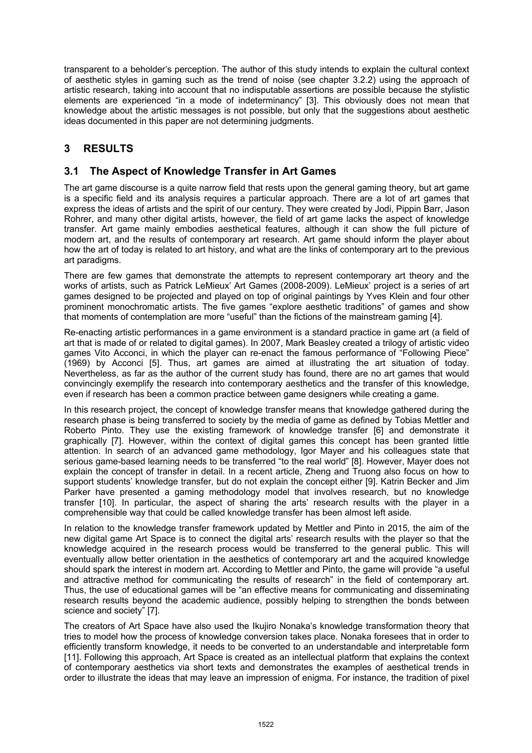transparent to a beholder's perception. The author of this study intends to explain the cultural context of aesthetic styles in gaming such as the trend of noise (see chapter 3.2.2) using the approach of artistic research, taking into account that no indisputable assertions are possible because the stylistic elements are experienced "in a mode of indeterminancy" [3]. This obviously does not mean that knowledge about the artistic messages is not possible, but only that the suggestions about aesthetic ideas documented in this paper are not determining judgments.

## 3 RESULTS

### 3.1 The Aspect of Knowledge Transfer in Art Games

The art game discourse is a quite narrow field that rests upon the general gaming theory, but art game is a specific field and its analysis requires a particular approach. There are a lot of art games that express the ideas of artists and the spirit of our century. They were created by Jodi, Pippin Barr, Jason Rohrer, and many other digital artists, however, the field of art game lacks the aspect of knowledge transfer. Art game mainly embodies aesthetical features, although it can show the full picture of modern art, and the results of contemporary art research. Art game should inform the player about how the art of today is related to art history, and what are the links of contemporary art to the previous art paradigms.

There are few games that demonstrate the attempts to represent contemporary art theory and the works of artists, such as Patrick LeMieux' Art Games (2008-2009). LeMieux' project is a series of art games designed to be projected and played on top of original paintings by Yves Klein and four other prominent monochromatic artists. The five games "explore aesthetic traditions" of games and show that moments of contemplation are more "useful" than the fictions of the mainstream gaming [4].

Re-enacting artistic performances in a game environment is a standard practice in game art (a field of art that is made of or related to digital games). In 2007, Mark Beasley created a trilogy of artistic video games Vito Acconci, in which the player can re-enact the famous performance of "Following Piece" (1969) by Acconci [5]. Thus, art games are aimed at illustrating the art situation of today. Nevertheless, as far as the author of the current study has found, there are no art games that would convincingly exemplify the research into contemporary aesthetics and the transfer of this knowledge, even if research has been a common practice between game designers while creating a game.

In this research project, the concept of knowledge transfer means that knowledge gathered during the research phase is being transferred to society by the media of game as defined by Tobias Mettler and Roberto Pinto. They use the existing framework of knowledge transfer [6] and demonstrate it graphically [7]. However, within the context of digital games this concept has been granted little attention. In search of an advanced game methodology, Igor Mayer and his colleagues state that serious game-based learning needs to be transferred "to the real world" [8]. However, Mayer does not explain the concept of transfer in detail. In a recent article, Zheng and Truong also focus on how to support students' knowledge transfer, but do not explain the concept either [9]. Katrin Becker and Jim Parker have presented a gaming methodology model that involves research, but no knowledge transfer [10]. In particular, the aspect of sharing the arts' research results with the player in a comprehensible way that could be called knowledge transfer has been almost left aside.

In relation to the knowledge transfer framework updated by Mettler and Pinto in 2015, the aim of the new digital game Art Space is to connect the digital arts' research results with the player so that the knowledge acquired in the research process would be transferred to the general public. This will eventually allow better orientation in the aesthetics of contemporary art and the acquired knowledge should spark the interest in modern art. According to Mettler and Pinto, the game will provide "a useful and attractive method for communicating the results of research" in the field of contemporary art. Thus, the use of educational games will be "an effective means for communicating and disseminating research results beyond the academic audience, possibly helping to strengthen the bonds between science and society" [7].

The creators of Art Space have also used the Ikujiro Nonaka's knowledge transformation theory that tries to model how the process of knowledge conversion takes place. Nonaka foresees that in order to efficiently transform knowledge, it needs to be converted to an understandable and interpretable form [11]. Following this approach, Art Space is created as an intellectual platform that explains the context of contemporary aesthetics via short texts and demonstrates the examples of aesthetical trends in order to illustrate the ideas that may leave an impression of enigma. For instance, the tradition of pixel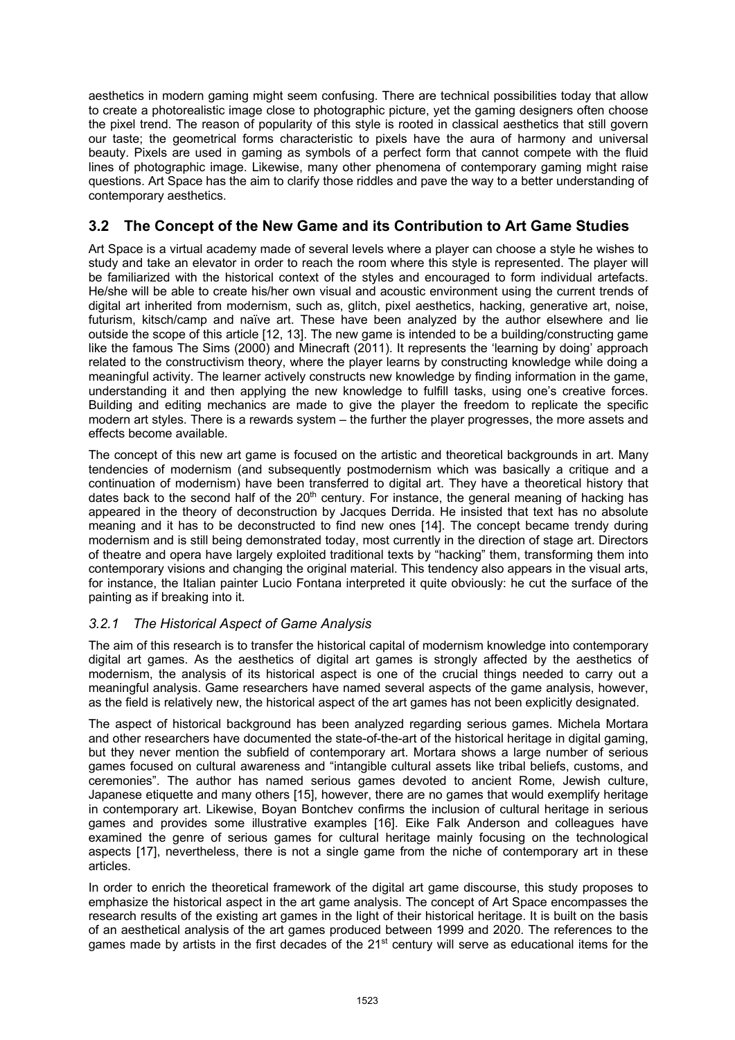aesthetics in modern gaming might seem confusing. There are technical possibilities today that allow to create a photorealistic image close to photographic picture, yet the gaming designers often choose the pixel trend. The reason of popularity of this style is rooted in classical aesthetics that still govern our taste; the geometrical forms characteristic to pixels have the aura of harmony and universal beauty. Pixels are used in gaming as symbols of a perfect form that cannot compete with the fluid lines of photographic image. Likewise, many other phenomena of contemporary gaming might raise questions. Art Space has the aim to clarify those riddles and pave the way to a better understanding of contemporary aesthetics.

## 3.2 The Concept of the New Game and its Contribution to Art Game Studies

Art Space is a virtual academy made of several levels where a player can choose a style he wishes to study and take an elevator in order to reach the room where this style is represented. The player will be familiarized with the historical context of the styles and encouraged to form individual artefacts. He/she will be able to create his/her own visual and acoustic environment using the current trends of digital art inherited from modernism, such as, glitch, pixel aesthetics, hacking, generative art, noise, futurism, kitsch/camp and naïve art. These have been analyzed by the author elsewhere and lie outside the scope of this article [12, 13]. The new game is intended to be a building/constructing game like the famous The Sims (2000) and Minecraft (2011). It represents the 'learning by doing' approach related to the constructivism theory, where the player learns by constructing knowledge while doing a meaningful activity. The learner actively constructs new knowledge by finding information in the game, understanding it and then applying the new knowledge to fulfill tasks, using one's creative forces. Building and editing mechanics are made to give the player the freedom to replicate the specific modern art styles. There is a rewards system – the further the player progresses, the more assets and effects become available.

The concept of this new art game is focused on the artistic and theoretical backgrounds in art. Many tendencies of modernism (and subsequently postmodernism which was basically a critique and a continuation of modernism) have been transferred to digital art. They have a theoretical history that dates back to the second half of the 20th century. For instance, the general meaning of hacking has appeared in the theory of deconstruction by Jacques Derrida. He insisted that text has no absolute meaning and it has to be deconstructed to find new ones [14]. The concept became trendy during modernism and is still being demonstrated today, most currently in the direction of stage art. Directors of theatre and opera have largely exploited traditional texts by "hacking" them, transforming them into contemporary visions and changing the original material. This tendency also appears in the visual arts, for instance, the Italian painter Lucio Fontana interpreted it quite obviously: he cut the surface of the painting as if breaking into it.

### *3.2.1 The Historical Aspect of Game Analysis*

The aim of this research is to transfer the historical capital of modernism knowledge into contemporary digital art games. As the aesthetics of digital art games is strongly affected by the aesthetics of modernism, the analysis of its historical aspect is one of the crucial things needed to carry out a meaningful analysis. Game researchers have named several aspects of the game analysis, however, as the field is relatively new, the historical aspect of the art games has not been explicitly designated.

The aspect of historical background has been analyzed regarding serious games. Michela Mortara and other researchers have documented the state-of-the-art of the historical heritage in digital gaming, but they never mention the subfield of contemporary art. Mortara shows a large number of serious games focused on cultural awareness and "intangible cultural assets like tribal beliefs, customs, and ceremonies". The author has named serious games devoted to ancient Rome, Jewish culture, Japanese etiquette and many others [15], however, there are no games that would exemplify heritage in contemporary art. Likewise, Boyan Bontchev confirms the inclusion of cultural heritage in serious games and provides some illustrative examples [16]. Eike Falk Anderson and colleagues have examined the genre of serious games for cultural heritage mainly focusing on the technological aspects [17], nevertheless, there is not a single game from the niche of contemporary art in these articles.

In order to enrich the theoretical framework of the digital art game discourse, this study proposes to emphasize the historical aspect in the art game analysis. The concept of Art Space encompasses the research results of the existing art games in the light of their historical heritage. It is built on the basis of an aesthetical analysis of the art games produced between 1999 and 2020. The references to the games made by artists in the first decades of the 21st century will serve as educational items for the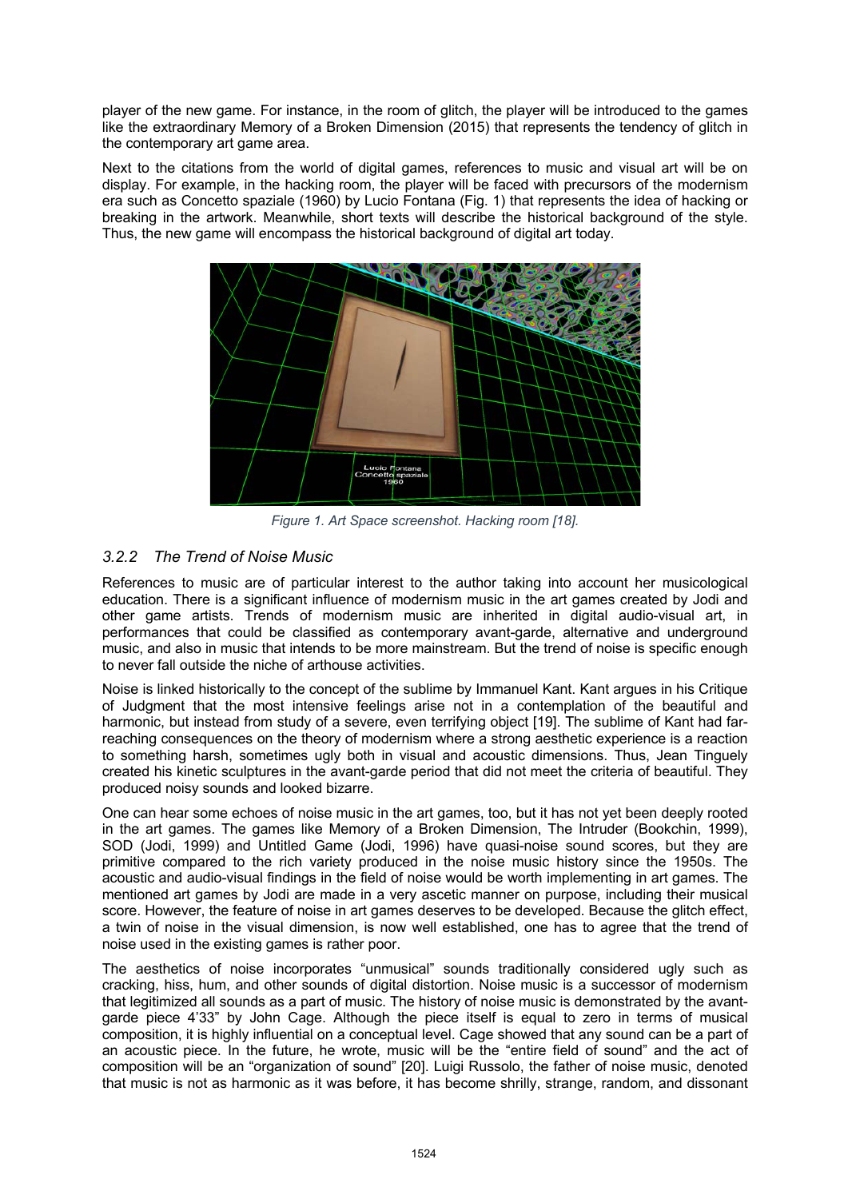player of the new game. For instance, in the room of glitch, the player will be introduced to the games like the extraordinary Memory of a Broken Dimension (2015) that represents the tendency of glitch in the contemporary art game area.

Next to the citations from the world of digital games, references to music and visual art will be on display. For example, in the hacking room, the player will be faced with precursors of the modernism era such as Concetto spaziale (1960) by Lucio Fontana (Fig. 1) that represents the idea of hacking or breaking in the artwork. Meanwhile, short texts will describe the historical background of the style. Thus, the new game will encompass the historical background of digital art today.

*Figure 1. Art Space screenshot. Hacking room [18].*

### *3.2.2 The Trend of Noise Music*

References to music are of particular interest to the author taking into account her musicological education. There is a significant influence of modernism music in the art games created by Jodi and other game artists. Trends of modernism music are inherited in digital audio-visual art, in performances that could be classified as contemporary avant-garde, alternative and underground music, and also in music that intends to be more mainstream. But the trend of noise is specific enough to never fall outside the niche of arthouse activities.

Noise is linked historically to the concept of the sublime by Immanuel Kant. Kant argues in his Critique of Judgment that the most intensive feelings arise not in a contemplation of the beautiful and harmonic, but instead from study of a severe, even terrifying object [19]. The sublime of Kant had far-reaching consequences on the theory of modernism where a strong aesthetic experience is a reaction to something harsh, sometimes ugly both in visual and acoustic dimensions. Thus, Jean Tinguely created his kinetic sculptures in the avant-garde period that did not meet the criteria of beautiful. They produced noisy sounds and looked bizarre.

One can hear some echoes of noise music in the art games, too, but it has not yet been deeply rooted in the art games. The games like Memory of a Broken Dimension, The Intruder (Bookchin, 1999), SOD (Jodi, 1999) and Untitled Game (Jodi, 1996) have quasi-noise sound scores, but they are primitive compared to the rich variety produced in the noise music history since the 1950s. The acoustic and audio-visual findings in the field of noise would be worth implementing in art games. The mentioned art games by Jodi are made in a very ascetic manner on purpose, including their musical score. However, the feature of noise in art games deserves to be developed. Because the glitch effect, a twin of noise in the visual dimension, is now well established, one has to agree that the trend of noise used in the existing games is rather poor.

The aesthetics of noise incorporates "unmusical" sounds traditionally considered ugly such as cracking, hiss, hum, and other sounds of digital distortion. Noise music is a successor of modernism that legitimized all sounds as a part of music. The history of noise music is demonstrated by the avant-garde piece 4'33" by John Cage. Although the piece itself is equal to zero in terms of musical composition, it is highly influential on a conceptual level. Cage showed that any sound can be a part of an acoustic piece. In the future, he wrote, music will be the "entire field of sound" and the act of composition will be an "organization of sound" [20]. Luigi Russolo, the father of noise music, denoted that music is not as harmonic as it was before, it has become shrilly, strange, random, and dissonant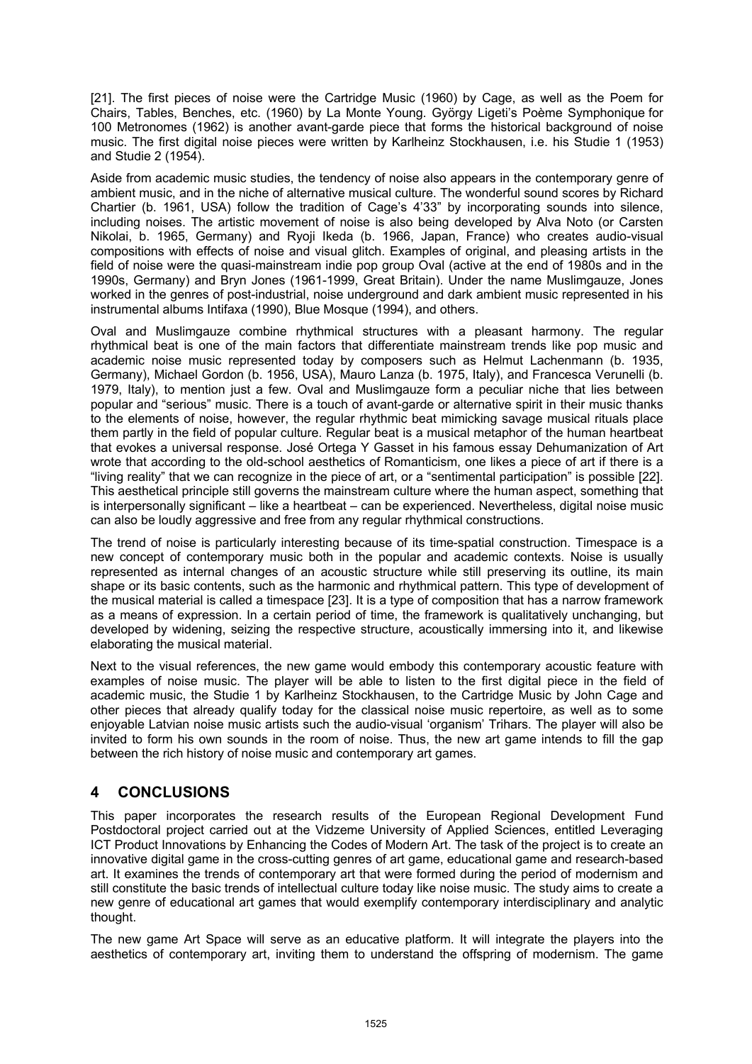[21]. The first pieces of noise were the Cartridge Music (1960) by Cage, as well as the Poem for Chairs, Tables, Benches, etc. (1960) by La Monte Young. György Ligeti's Poème Symphonique for 100 Metronomes (1962) is another avant-garde piece that forms the historical background of noise music. The first digital noise pieces were written by Karlheinz Stockhausen, i.e. his Studie 1 (1953) and Studie 2 (1954).

Aside from academic music studies, the tendency of noise also appears in the contemporary genre of ambient music, and in the niche of alternative musical culture. The wonderful sound scores by Richard Chartier (b. 1961, USA) follow the tradition of Cage's 4'33" by incorporating sounds into silence, including noises. The artistic movement of noise is also being developed by Alva Noto (or Carsten Nikolai, b. 1965, Germany) and Ryoji Ikeda (b. 1966, Japan, France) who creates audio-visual compositions with effects of noise and visual glitch. Examples of original, and pleasing artists in the field of noise were the quasi-mainstream indie pop group Oval (active at the end of 1980s and in the 1990s, Germany) and Bryn Jones (1961-1999, Great Britain). Under the name Muslimgauze, Jones worked in the genres of post-industrial, noise underground and dark ambient music represented in his instrumental albums Intifaxa (1990), Blue Mosque (1994), and others.

Oval and Muslimgauze combine rhythmical structures with a pleasant harmony. The regular rhythmical beat is one of the main factors that differentiate mainstream trends like pop music and academic noise music represented today by composers such as Helmut Lachenmann (b. 1935, Germany), Michael Gordon (b. 1956, USA), Mauro Lanza (b. 1975, Italy), and Francesca Verunelli (b. 1979, Italy), to mention just a few. Oval and Muslimgauze form a peculiar niche that lies between popular and "serious" music. There is a touch of avant-garde or alternative spirit in their music thanks to the elements of noise, however, the regular rhythmic beat mimicking savage musical rituals place them partly in the field of popular culture. Regular beat is a musical metaphor of the human heartbeat that evokes a universal response. José Ortega Y Gasset in his famous essay Dehumanization of Art wrote that according to the old-school aesthetics of Romanticism, one likes a piece of art if there is a "living reality" that we can recognize in the piece of art, or a "sentimental participation" is possible [22]. This aesthetical principle still governs the mainstream culture where the human aspect, something that is interpersonally significant – like a heartbeat – can be experienced. Nevertheless, digital noise music can also be loudly aggressive and free from any regular rhythmical constructions.

The trend of noise is particularly interesting because of its time-spatial construction. Timespace is a new concept of contemporary music both in the popular and academic contexts. Noise is usually represented as internal changes of an acoustic structure while still preserving its outline, its main shape or its basic contents, such as the harmonic and rhythmical pattern. This type of development of the musical material is called a timespace [23]. It is a type of composition that has a narrow framework as a means of expression. In a certain period of time, the framework is qualitatively unchanging, but developed by widening, seizing the respective structure, acoustically immersing into it, and likewise elaborating the musical material.

Next to the visual references, the new game would embody this contemporary acoustic feature with examples of noise music. The player will be able to listen to the first digital piece in the field of academic music, the Studie 1 by Karlheinz Stockhausen, to the Cartridge Music by John Cage and other pieces that already qualify today for the classical noise music repertoire, as well as to some enjoyable Latvian noise music artists such the audio-visual 'organism' Trihars. The player will also be invited to form his own sounds in the room of noise. Thus, the new art game intends to fill the gap between the rich history of noise music and contemporary art games.

## 4 CONCLUSIONS

This paper incorporates the research results of the European Regional Development Fund Postdoctoral project carried out at the Vidzeme University of Applied Sciences, entitled Leveraging ICT Product Innovations by Enhancing the Codes of Modern Art. The task of the project is to create an innovative digital game in the cross-cutting genres of art game, educational game and research-based art. It examines the trends of contemporary art that were formed during the period of modernism and still constitute the basic trends of intellectual culture today like noise music. The study aims to create a new genre of educational art games that would exemplify contemporary interdisciplinary and analytic thought.

The new game Art Space will serve as an educative platform. It will integrate the players into the aesthetics of contemporary art, inviting them to understand the offspring of modernism. The game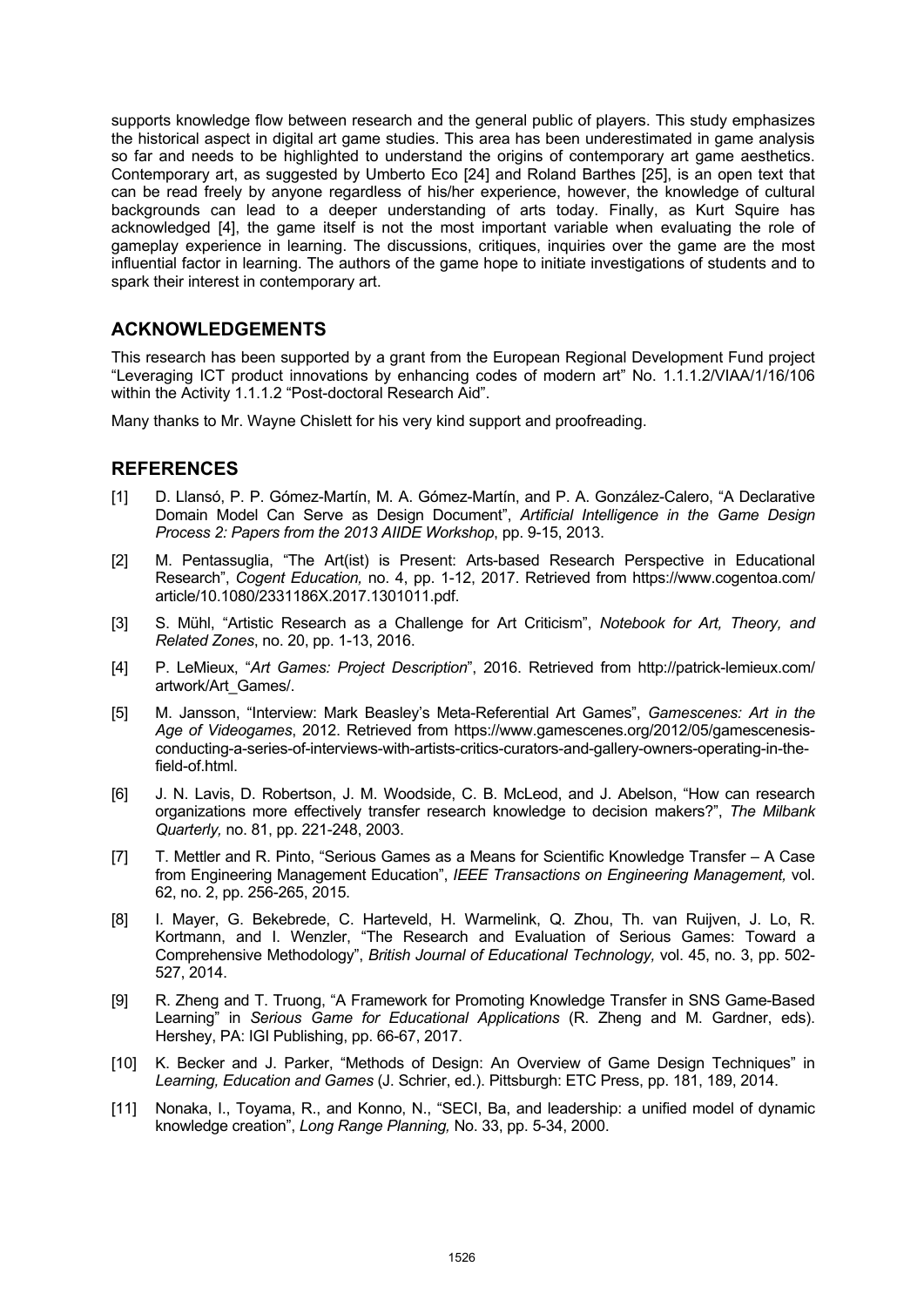supports knowledge flow between research and the general public of players. This study emphasizes the historical aspect in digital art game studies. This area has been underestimated in game analysis so far and needs to be highlighted to understand the origins of contemporary art game aesthetics. Contemporary art, as suggested by Umberto Eco [24] and Roland Barthes [25], is an open text that can be read freely by anyone regardless of his/her experience, however, the knowledge of cultural backgrounds can lead to a deeper understanding of arts today. Finally, as Kurt Squire has acknowledged [4], the game itself is not the most important variable when evaluating the role of gameplay experience in learning. The discussions, critiques, inquiries over the game are the most influential factor in learning. The authors of the game hope to initiate investigations of students and to spark their interest in contemporary art.

## ACKNOWLEDGEMENTS

This research has been supported by a grant from the European Regional Development Fund project "Leveraging ICT product innovations by enhancing codes of modern art" No. 1.1.1.2/VIAA/1/16/106 within the Activity 1.1.1.2 "Post-doctoral Research Aid".

Many thanks to Mr. Wayne Chislett for his very kind support and proofreading.

## REFERENCES

[1] D. Llansó, P. P. Gómez-Martín, M. A. Gómez-Martín, and P. A. González-Calero, "A Declarative Domain Model Can Serve as Design Document", *Artificial Intelligence in the Game Design Process 2: Papers from the 2013 AIIDE Workshop*, pp. 9-15, 2013.

[2] M. Pentassuglia, "The Art(ist) is Present: Arts-based Research Perspective in Educational Research", *Cogent Education,* no. 4, pp. 1-12, 2017. Retrieved from https://www.cogentoa.com/article/10.1080/2331186X.2017.1301011.pdf.

[3] S. Mühl, "Artistic Research as a Challenge for Art Criticism", *Notebook for Art, Theory, and Related Zones*, no. 20, pp. 1-13, 2016.

[4] P. LeMieux, "*Art Games: Project Description*", 2016. Retrieved from http://patrick-lemieux.com/artwork/Art_Games/.

[5] M. Jansson, "Interview: Mark Beasley's Meta-Referential Art Games", *Gamescenes: Art in the Age of Videogames*, 2012. Retrieved from https://www.gamescenes.org/2012/05/gamescenesis-conducting-a-series-of-interviews-with-artists-critics-curators-and-gallery-owners-operating-in-the-field-of.html.

[6] J. N. Lavis, D. Robertson, J. M. Woodside, C. B. McLeod, and J. Abelson, "How can research organizations more effectively transfer research knowledge to decision makers?", *The Milbank Quarterly,* no. 81, pp. 221-248, 2003.

[7] T. Mettler and R. Pinto, "Serious Games as a Means for Scientific Knowledge Transfer – A Case from Engineering Management Education", *IEEE Transactions on Engineering Management,* vol. 62, no. 2, pp. 256-265, 2015.

[8] I. Mayer, G. Bekebrede, C. Harteveld, H. Warmelink, Q. Zhou, Th. van Ruijven, J. Lo, R. Kortmann, and I. Wenzler, "The Research and Evaluation of Serious Games: Toward a Comprehensive Methodology", *British Journal of Educational Technology,* vol. 45, no. 3, pp. 502-527, 2014.

[9] R. Zheng and T. Truong, "A Framework for Promoting Knowledge Transfer in SNS Game-Based Learning" in *Serious Game for Educational Applications* (R. Zheng and M. Gardner, eds). Hershey, PA: IGI Publishing, pp. 66-67, 2017.

[10] K. Becker and J. Parker, "Methods of Design: An Overview of Game Design Techniques" in *Learning, Education and Games* (J. Schrier, ed.). Pittsburgh: ETC Press, pp. 181, 189, 2014.

[11] Nonaka, I., Toyama, R., and Konno, N., "SECI, Ba, and leadership: a unified model of dynamic knowledge creation", *Long Range Planning,* No. 33, pp. 5-34, 2000.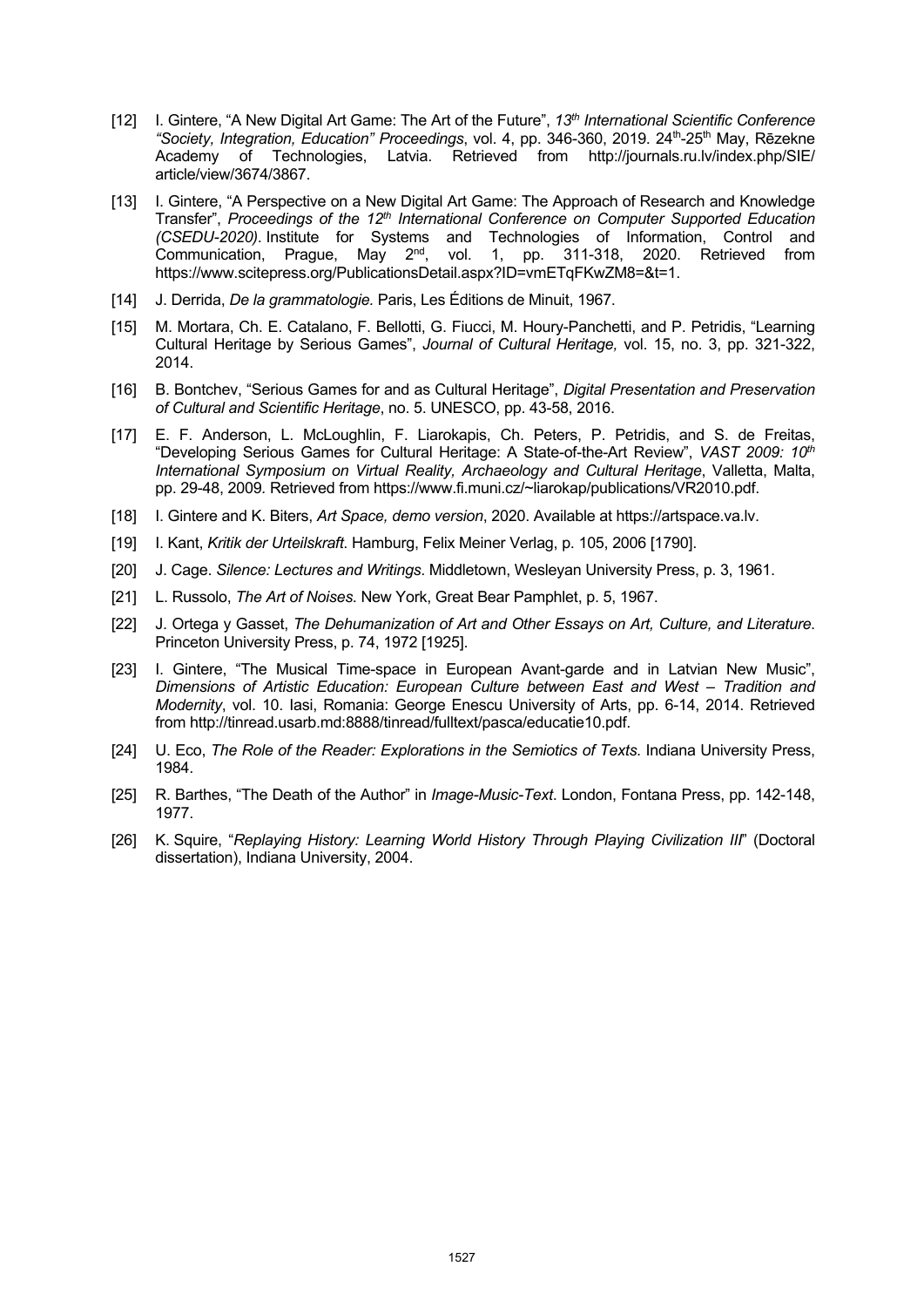[12] I. Gintere, "A New Digital Art Game: The Art of the Future", *13th International Scientific Conference "Society, Integration, Education" Proceedings*, vol. 4, pp. 346-360, 2019. 24th-25th May, Rēzekne Academy of Technologies, Latvia. Retrieved from http://journals.ru.lv/index.php/SIE/article/view/3674/3867.

[13] I. Gintere, "A Perspective on a New Digital Art Game: The Approach of Research and Knowledge Transfer", *Proceedings of the 12th International Conference on Computer Supported Education (CSEDU-2020)*. Institute for Systems and Technologies of Information, Control and Communication, Prague, May 2nd, vol. 1, pp. 311-318, 2020. Retrieved from https://www.scitepress.org/PublicationsDetail.aspx?ID=vmETqFKwZM8=&t=1.

[14] J. Derrida, *De la grammatologie.* Paris, Les Éditions de Minuit, 1967.

[15] M. Mortara, Ch. E. Catalano, F. Bellotti, G. Fiucci, M. Houry-Panchetti, and P. Petridis, "Learning Cultural Heritage by Serious Games", *Journal of Cultural Heritage,* vol. 15, no. 3, pp. 321-322, 2014.

[16] B. Bontchev, "Serious Games for and as Cultural Heritage", *Digital Presentation and Preservation of Cultural and Scientific Heritage*, no. 5. UNESCO, pp. 43-58, 2016.

[17] E. F. Anderson, L. McLoughlin, F. Liarokapis, Ch. Peters, P. Petridis, and S. de Freitas, "Developing Serious Games for Cultural Heritage: A State-of-the-Art Review", *VAST 2009: 10th International Symposium on Virtual Reality, Archaeology and Cultural Heritage*, Valletta, Malta, pp. 29-48, 2009. Retrieved from https://www.fi.muni.cz/~liarokap/publications/VR2010.pdf.

[18] I. Gintere and K. Biters, *Art Space, demo version*, 2020. Available at https://artspace.va.lv.

[19] I. Kant, *Kritik der Urteilskraft*. Hamburg, Felix Meiner Verlag, p. 105, 2006 [1790].

[20] J. Cage. *Silence: Lectures and Writings*. Middletown, Wesleyan University Press, p. 3, 1961.

[21] L. Russolo, *The Art of Noises*. New York, Great Bear Pamphlet, p. 5, 1967.

[22] J. Ortega y Gasset, *The Dehumanization of Art and Other Essays on Art, Culture, and Literature*. Princeton University Press, p. 74, 1972 [1925].

[23] I. Gintere, "The Musical Time-space in European Avant-garde and in Latvian New Music", *Dimensions of Artistic Education: European Culture between East and West – Tradition and Modernity*, vol. 10. Iasi, Romania: George Enescu University of Arts, pp. 6-14, 2014. Retrieved from http://tinread.usarb.md:8888/tinread/fulltext/pasca/educatie10.pdf.

[24] U. Eco, *The Role of the Reader: Explorations in the Semiotics of Texts*. Indiana University Press, 1984.

[25] R. Barthes, "The Death of the Author" in *Image-Music-Text*. London, Fontana Press, pp. 142-148, 1977.

[26] K. Squire, "*Replaying History: Learning World History Through Playing Civilization III*" (Doctoral dissertation), Indiana University, 2004.